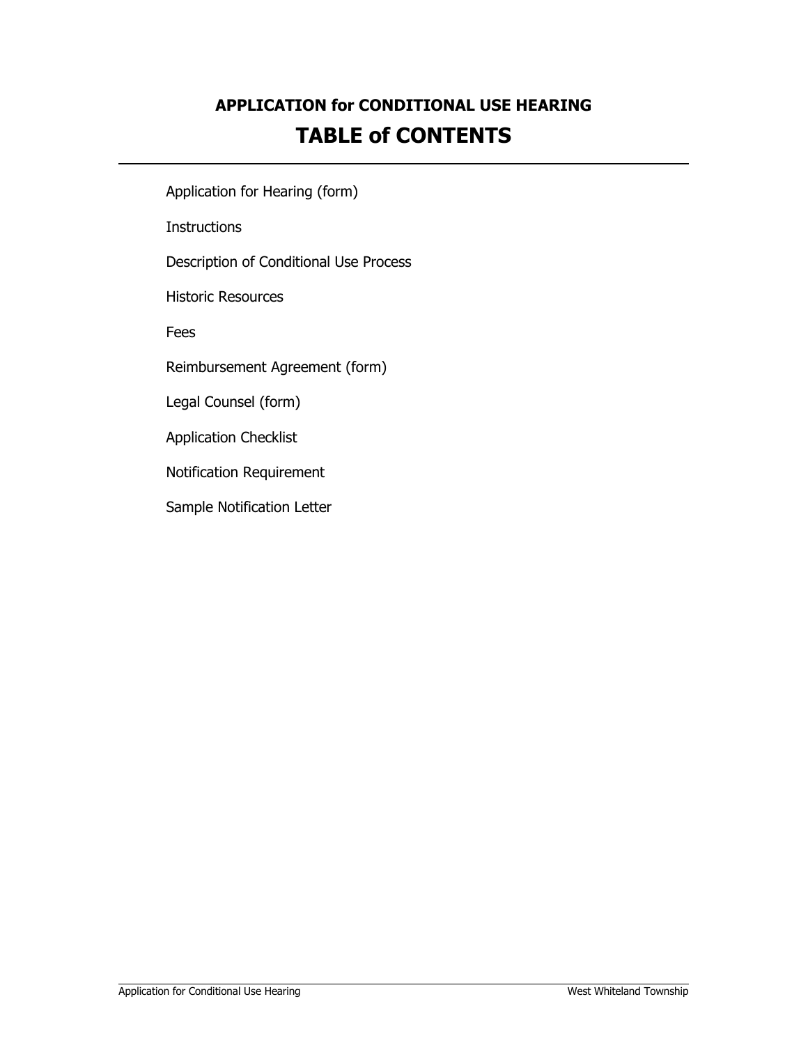## APPLICATION for CONDITIONAL USE HEARING

# TABLE of CONTENTS

---

Application for Hearing (form)

Instructions

Description of Conditional Use Process

Historic Resources

Fees

Reimbursement Agreement (form)

Legal Counsel (form)

Application Checklist

Notification Requirement

Sample Notification Letter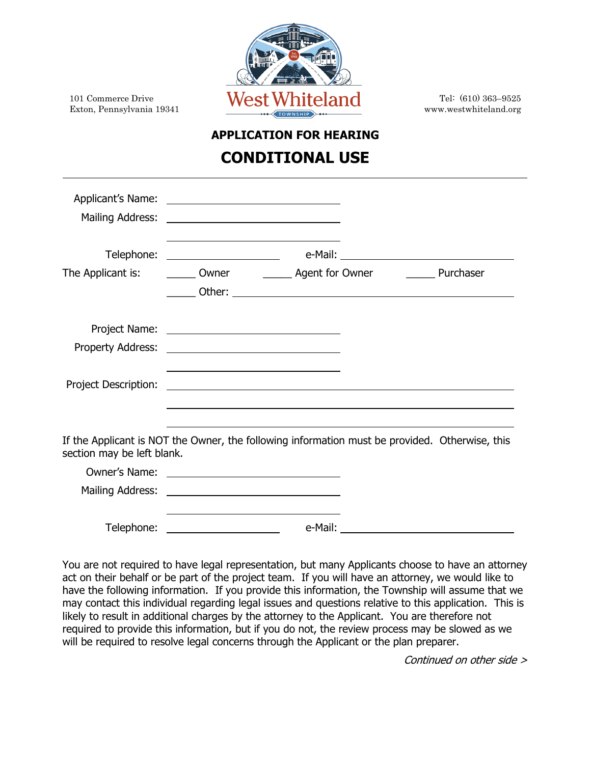101 Commerce Drive
Exton, Pennsylvania 19341

West Whiteland TOWNSHIP

Tel: (610) 363–9525
www.westwhiteland.org

## APPLICATION FOR HEARING

# CONDITIONAL USE

---

Applicant's Name: ______________________________

Mailing Address: ______________________________

______________________________

Telephone: ____________________ e-Mail: ______________________________

The Applicant is: _____ Owner _____ Agent for Owner _____ Purchaser

_____ Other: ______________________________

Project Name: ______________________________

Property Address: ______________________________

______________________________

Project Description: ______________________________

______________________________

______________________________

If the Applicant is NOT the Owner, the following information must be provided. Otherwise, this section may be left blank.

Owner's Name: ______________________________

Mailing Address: ______________________________

______________________________

Telephone: ____________________ e-Mail: ______________________________

You are not required to have legal representation, but many Applicants choose to have an attorney act on their behalf or be part of the project team. If you will have an attorney, we would like to have the following information. If you provide this information, the Township will assume that we may contact this individual regarding legal issues and questions relative to this application. This is likely to result in additional charges by the attorney to the Applicant. You are therefore not required to provide this information, but if you do not, the review process may be slowed as we will be required to resolve legal concerns through the Applicant or the plan preparer.

*Continued on other side >*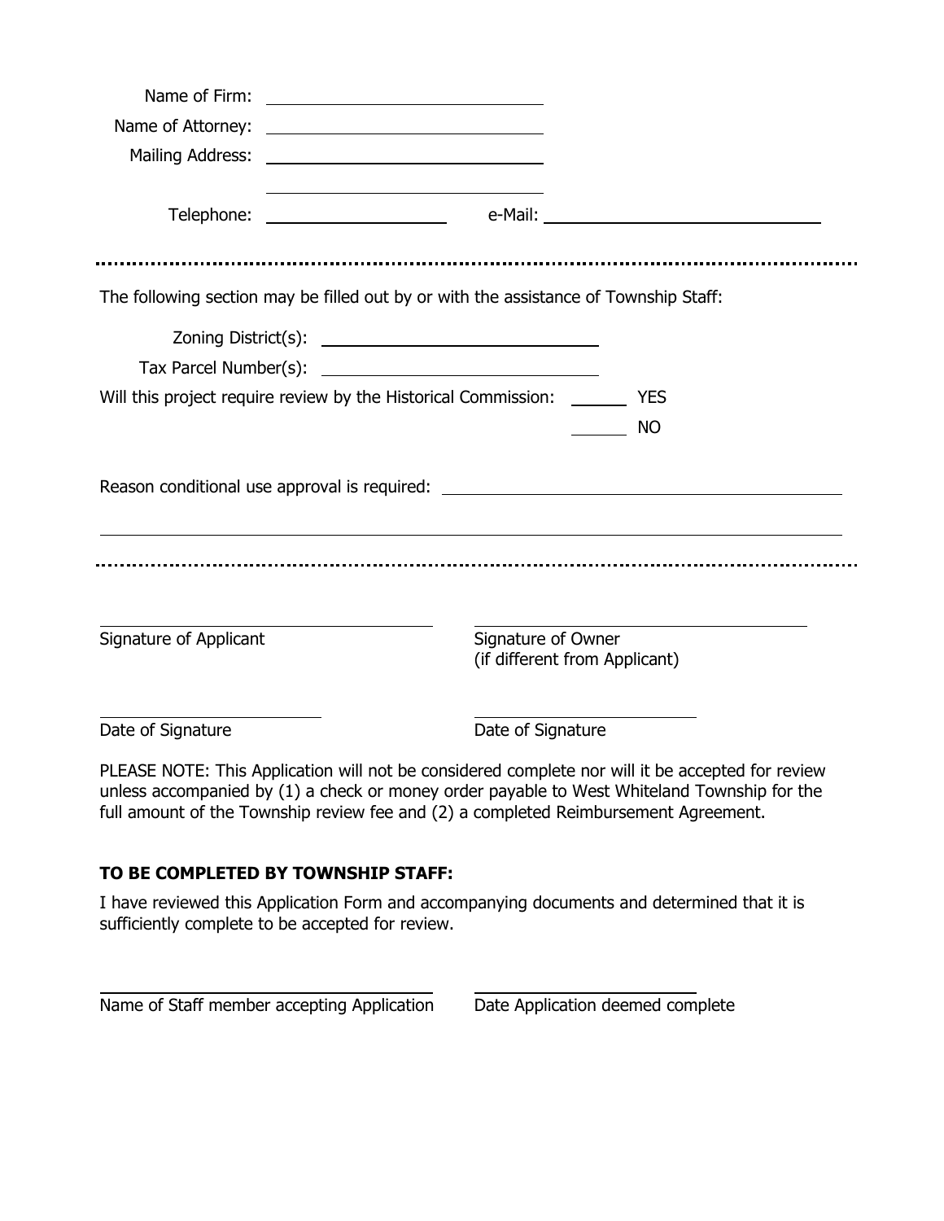Name of Firm: ______________________________

Name of Attorney: ______________________________

Mailing Address: ______________________________

______________________________

Telephone: ____________________ e-Mail: ______________________________

---

The following section may be filled out by or with the assistance of Township Staff:

Zoning District(s): ______________________________

Tax Parcel Number(s): ______________________________

Will this project require review by the Historical Commission: ______ YES

______ NO

Reason conditional use approval is required: ______________________________________________

______________________________________________________________________

---

______________________________
Signature of Applicant

______________________________
Signature of Owner
(if different from Applicant)

______________________
Date of Signature

______________________
Date of Signature

PLEASE NOTE: This Application will not be considered complete nor will it be accepted for review unless accompanied by (1) a check or money order payable to West Whiteland Township for the full amount of the Township review fee and (2) a completed Reimbursement Agreement.

**TO BE COMPLETED BY TOWNSHIP STAFF:**

I have reviewed this Application Form and accompanying documents and determined that it is sufficiently complete to be accepted for review.

______________________________
Name of Staff member accepting Application

______________________________
Date Application deemed complete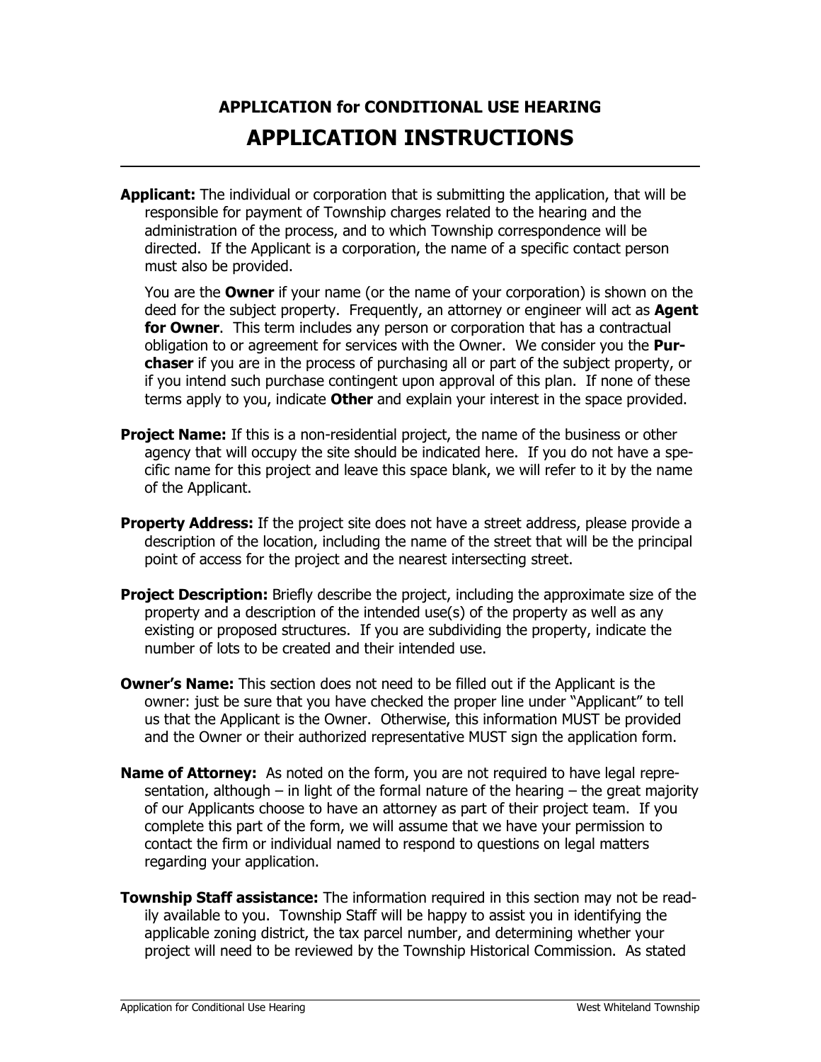## APPLICATION for CONDITIONAL USE HEARING

# APPLICATION INSTRUCTIONS

---

**Applicant:** The individual or corporation that is submitting the application, that will be responsible for payment of Township charges related to the hearing and the administration of the process, and to which Township correspondence will be directed. If the Applicant is a corporation, the name of a specific contact person must also be provided.

You are the **Owner** if your name (or the name of your corporation) is shown on the deed for the subject property. Frequently, an attorney or engineer will act as **Agent for Owner**. This term includes any person or corporation that has a contractual obligation to or agreement for services with the Owner. We consider you the **Purchaser** if you are in the process of purchasing all or part of the subject property, or if you intend such purchase contingent upon approval of this plan. If none of these terms apply to you, indicate **Other** and explain your interest in the space provided.

**Project Name:** If this is a non-residential project, the name of the business or other agency that will occupy the site should be indicated here. If you do not have a specific name for this project and leave this space blank, we will refer to it by the name of the Applicant.

**Property Address:** If the project site does not have a street address, please provide a description of the location, including the name of the street that will be the principal point of access for the project and the nearest intersecting street.

**Project Description:** Briefly describe the project, including the approximate size of the property and a description of the intended use(s) of the property as well as any existing or proposed structures. If you are subdividing the property, indicate the number of lots to be created and their intended use.

**Owner's Name:** This section does not need to be filled out if the Applicant is the owner: just be sure that you have checked the proper line under "Applicant" to tell us that the Applicant is the Owner. Otherwise, this information MUST be provided and the Owner or their authorized representative MUST sign the application form.

**Name of Attorney:** As noted on the form, you are not required to have legal representation, although – in light of the formal nature of the hearing – the great majority of our Applicants choose to have an attorney as part of their project team. If you complete this part of the form, we will assume that we have your permission to contact the firm or individual named to respond to questions on legal matters regarding your application.

**Township Staff assistance:** The information required in this section may not be readily available to you. Township Staff will be happy to assist you in identifying the applicable zoning district, the tax parcel number, and determining whether your project will need to be reviewed by the Township Historical Commission. As stated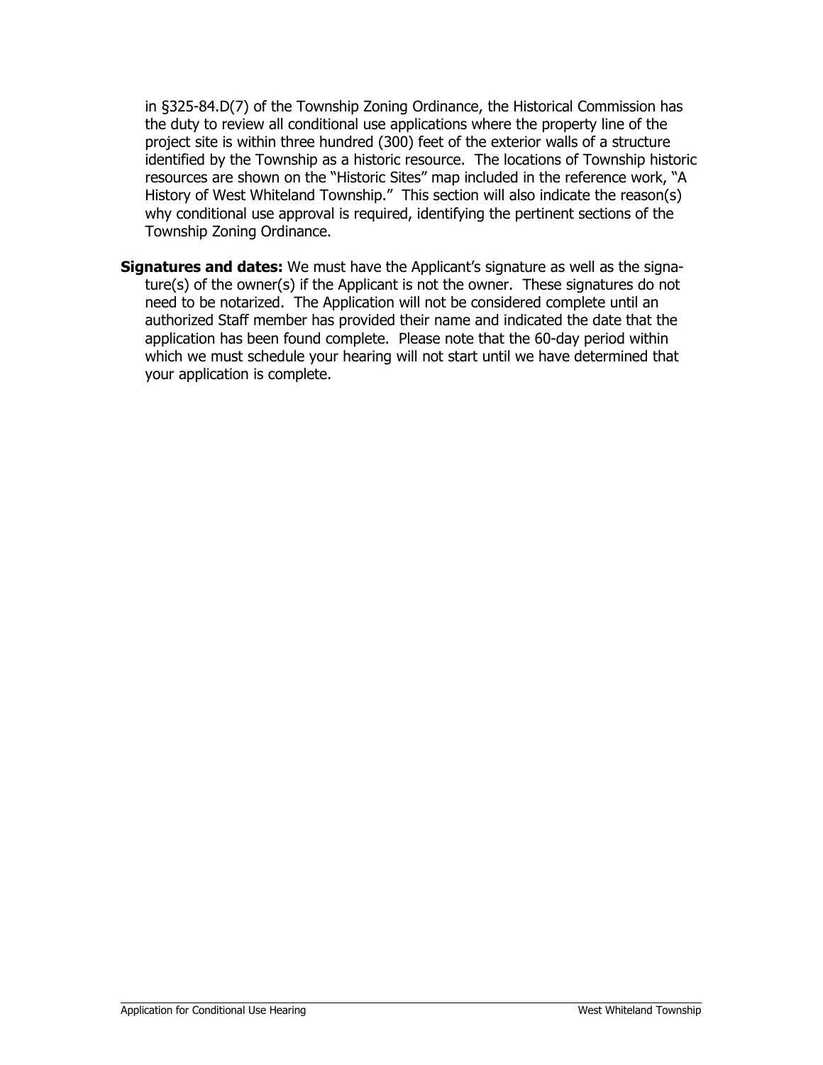in §325-84.D(7) of the Township Zoning Ordinance, the Historical Commission has the duty to review all conditional use applications where the property line of the project site is within three hundred (300) feet of the exterior walls of a structure identified by the Township as a historic resource. The locations of Township historic resources are shown on the "Historic Sites" map included in the reference work, "A History of West Whiteland Township." This section will also indicate the reason(s) why conditional use approval is required, identifying the pertinent sections of the Township Zoning Ordinance.

**Signatures and dates:** We must have the Applicant's signature as well as the signature(s) of the owner(s) if the Applicant is not the owner. These signatures do not need to be notarized. The Application will not be considered complete until an authorized Staff member has provided their name and indicated the date that the application has been found complete. Please note that the 60-day period within which we must schedule your hearing will not start until we have determined that your application is complete.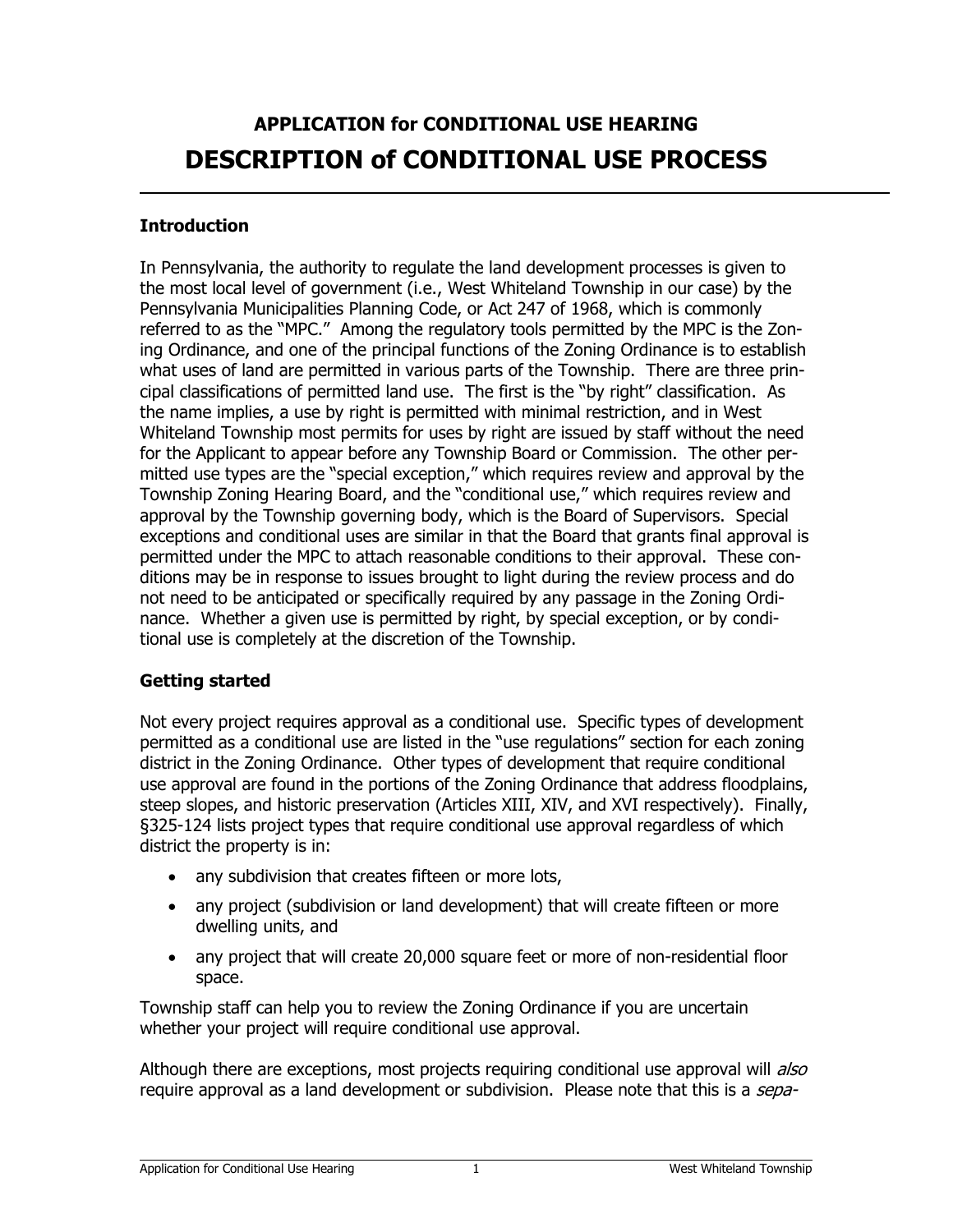# APPLICATION for CONDITIONAL USE HEARING

# DESCRIPTION of CONDITIONAL USE PROCESS

### Introduction

In Pennsylvania, the authority to regulate the land development processes is given to the most local level of government (i.e., West Whiteland Township in our case) by the Pennsylvania Municipalities Planning Code, or Act 247 of 1968, which is commonly referred to as the "MPC." Among the regulatory tools permitted by the MPC is the Zoning Ordinance, and one of the principal functions of the Zoning Ordinance is to establish what uses of land are permitted in various parts of the Township. There are three principal classifications of permitted land use. The first is the "by right" classification. As the name implies, a use by right is permitted with minimal restriction, and in West Whiteland Township most permits for uses by right are issued by staff without the need for the Applicant to appear before any Township Board or Commission. The other permitted use types are the "special exception," which requires review and approval by the Township Zoning Hearing Board, and the "conditional use," which requires review and approval by the Township governing body, which is the Board of Supervisors. Special exceptions and conditional uses are similar in that the Board that grants final approval is permitted under the MPC to attach reasonable conditions to their approval. These conditions may be in response to issues brought to light during the review process and do not need to be anticipated or specifically required by any passage in the Zoning Ordinance. Whether a given use is permitted by right, by special exception, or by conditional use is completely at the discretion of the Township.

### Getting started

Not every project requires approval as a conditional use. Specific types of development permitted as a conditional use are listed in the "use regulations" section for each zoning district in the Zoning Ordinance. Other types of development that require conditional use approval are found in the portions of the Zoning Ordinance that address floodplains, steep slopes, and historic preservation (Articles XIII, XIV, and XVI respectively). Finally, §325-124 lists project types that require conditional use approval regardless of which district the property is in:

- any subdivision that creates fifteen or more lots,
- any project (subdivision or land development) that will create fifteen or more dwelling units, and
- any project that will create 20,000 square feet or more of non-residential floor space.

Township staff can help you to review the Zoning Ordinance if you are uncertain whether your project will require conditional use approval.

Although there are exceptions, most projects requiring conditional use approval will *also* require approval as a land development or subdivision. Please note that this is a *sepa-*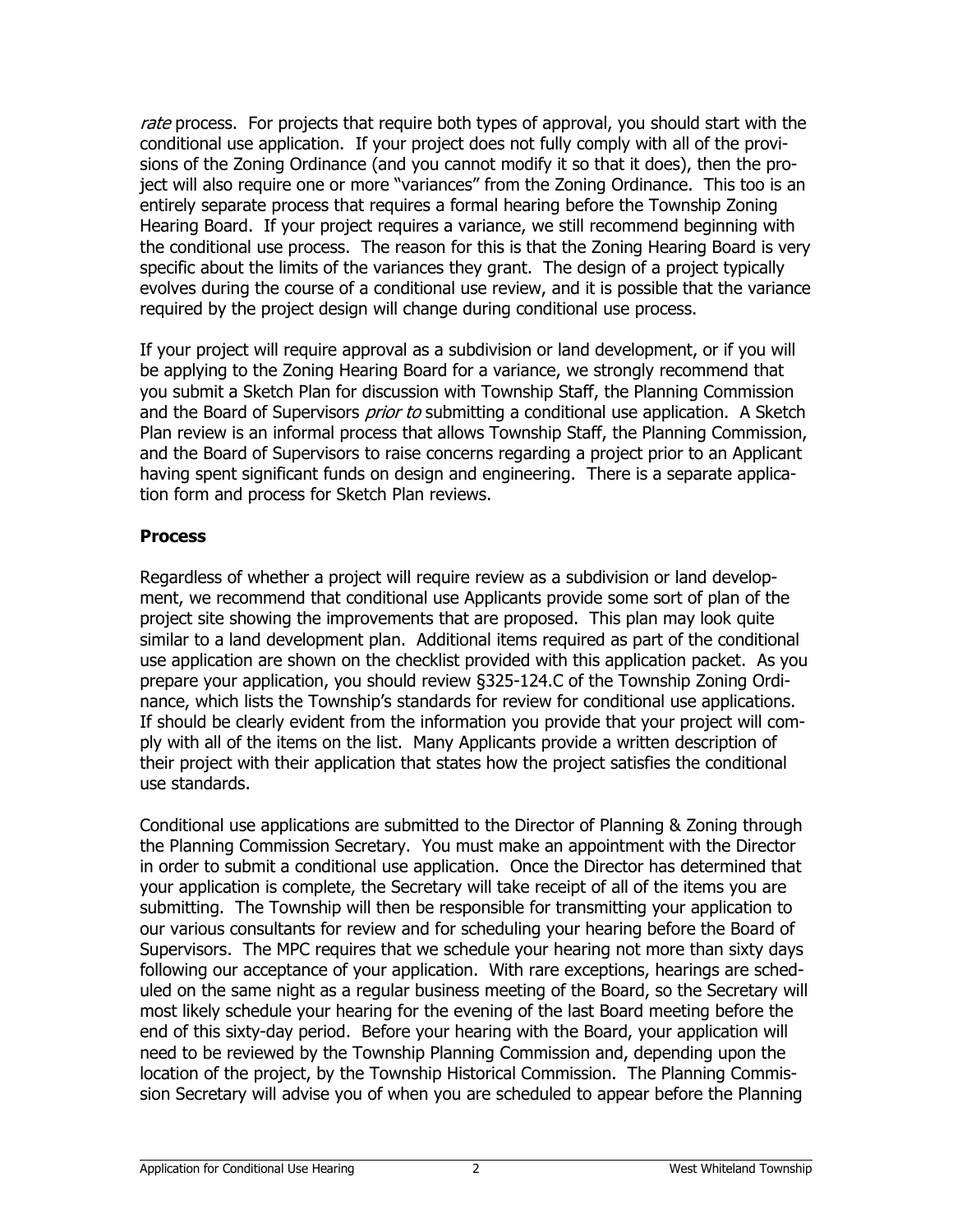*rate* process. For projects that require both types of approval, you should start with the conditional use application. If your project does not fully comply with all of the provisions of the Zoning Ordinance (and you cannot modify it so that it does), then the project will also require one or more "variances" from the Zoning Ordinance. This too is an entirely separate process that requires a formal hearing before the Township Zoning Hearing Board. If your project requires a variance, we still recommend beginning with the conditional use process. The reason for this is that the Zoning Hearing Board is very specific about the limits of the variances they grant. The design of a project typically evolves during the course of a conditional use review, and it is possible that the variance required by the project design will change during conditional use process.

If your project will require approval as a subdivision or land development, or if you will be applying to the Zoning Hearing Board for a variance, we strongly recommend that you submit a Sketch Plan for discussion with Township Staff, the Planning Commission and the Board of Supervisors *prior to* submitting a conditional use application. A Sketch Plan review is an informal process that allows Township Staff, the Planning Commission, and the Board of Supervisors to raise concerns regarding a project prior to an Applicant having spent significant funds on design and engineering. There is a separate application form and process for Sketch Plan reviews.

### Process

Regardless of whether a project will require review as a subdivision or land development, we recommend that conditional use Applicants provide some sort of plan of the project site showing the improvements that are proposed. This plan may look quite similar to a land development plan. Additional items required as part of the conditional use application are shown on the checklist provided with this application packet. As you prepare your application, you should review §325-124.C of the Township Zoning Ordinance, which lists the Township's standards for review for conditional use applications. If should be clearly evident from the information you provide that your project will comply with all of the items on the list. Many Applicants provide a written description of their project with their application that states how the project satisfies the conditional use standards.

Conditional use applications are submitted to the Director of Planning & Zoning through the Planning Commission Secretary. You must make an appointment with the Director in order to submit a conditional use application. Once the Director has determined that your application is complete, the Secretary will take receipt of all of the items you are submitting. The Township will then be responsible for transmitting your application to our various consultants for review and for scheduling your hearing before the Board of Supervisors. The MPC requires that we schedule your hearing not more than sixty days following our acceptance of your application. With rare exceptions, hearings are scheduled on the same night as a regular business meeting of the Board, so the Secretary will most likely schedule your hearing for the evening of the last Board meeting before the end of this sixty-day period. Before your hearing with the Board, your application will need to be reviewed by the Township Planning Commission and, depending upon the location of the project, by the Township Historical Commission. The Planning Commission Secretary will advise you of when you are scheduled to appear before the Planning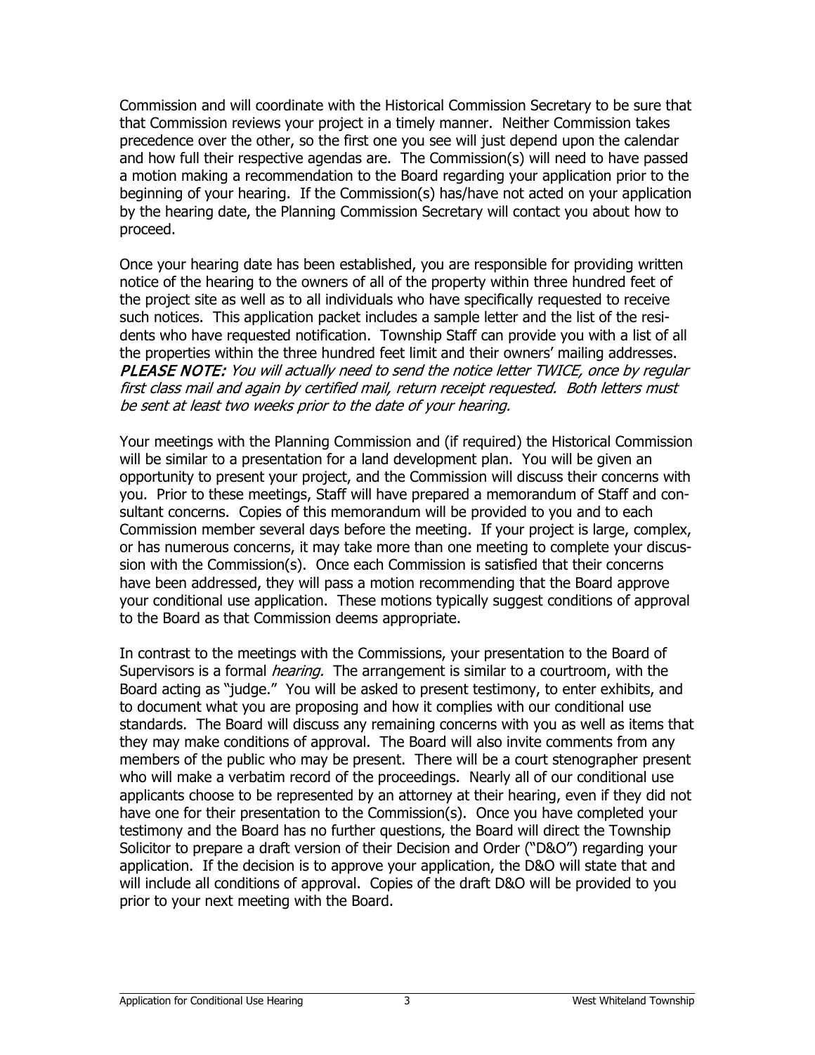Commission and will coordinate with the Historical Commission Secretary to be sure that that Commission reviews your project in a timely manner. Neither Commission takes precedence over the other, so the first one you see will just depend upon the calendar and how full their respective agendas are. The Commission(s) will need to have passed a motion making a recommendation to the Board regarding your application prior to the beginning of your hearing. If the Commission(s) has/have not acted on your application by the hearing date, the Planning Commission Secretary will contact you about how to proceed.

Once your hearing date has been established, you are responsible for providing written notice of the hearing to the owners of all of the property within three hundred feet of the project site as well as to all individuals who have specifically requested to receive such notices. This application packet includes a sample letter and the list of the residents who have requested notification. Township Staff can provide you with a list of all the properties within the three hundred feet limit and their owners' mailing addresses. ***PLEASE NOTE:*** *You will actually need to send the notice letter TWICE, once by regular first class mail and again by certified mail, return receipt requested. Both letters must be sent at least two weeks prior to the date of your hearing.*

Your meetings with the Planning Commission and (if required) the Historical Commission will be similar to a presentation for a land development plan. You will be given an opportunity to present your project, and the Commission will discuss their concerns with you. Prior to these meetings, Staff will have prepared a memorandum of Staff and consultant concerns. Copies of this memorandum will be provided to you and to each Commission member several days before the meeting. If your project is large, complex, or has numerous concerns, it may take more than one meeting to complete your discussion with the Commission(s). Once each Commission is satisfied that their concerns have been addressed, they will pass a motion recommending that the Board approve your conditional use application. These motions typically suggest conditions of approval to the Board as that Commission deems appropriate.

In contrast to the meetings with the Commissions, your presentation to the Board of Supervisors is a formal *hearing.* The arrangement is similar to a courtroom, with the Board acting as "judge." You will be asked to present testimony, to enter exhibits, and to document what you are proposing and how it complies with our conditional use standards. The Board will discuss any remaining concerns with you as well as items that they may make conditions of approval. The Board will also invite comments from any members of the public who may be present. There will be a court stenographer present who will make a verbatim record of the proceedings. Nearly all of our conditional use applicants choose to be represented by an attorney at their hearing, even if they did not have one for their presentation to the Commission(s). Once you have completed your testimony and the Board has no further questions, the Board will direct the Township Solicitor to prepare a draft version of their Decision and Order ("D&O") regarding your application. If the decision is to approve your application, the D&O will state that and will include all conditions of approval. Copies of the draft D&O will be provided to you prior to your next meeting with the Board.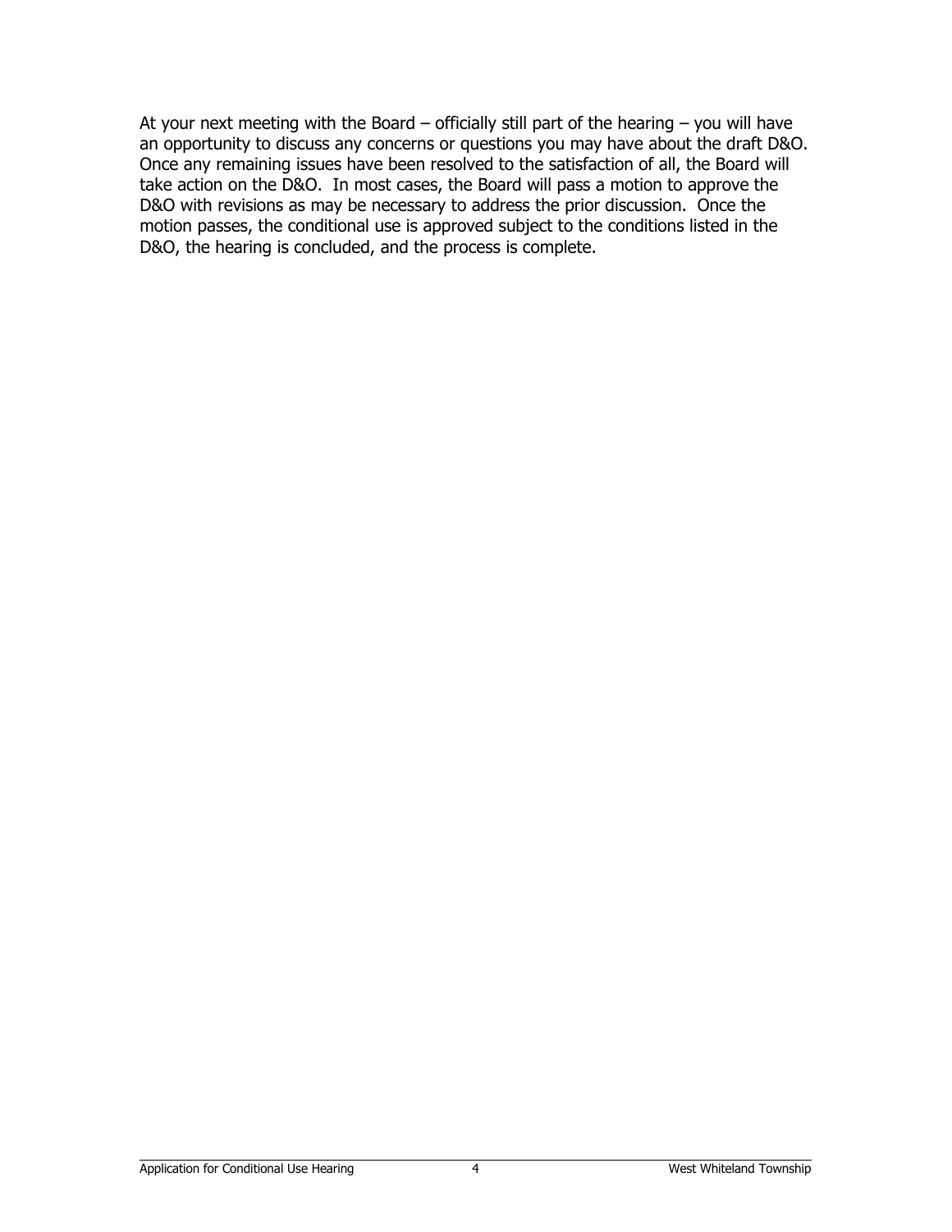At your next meeting with the Board – officially still part of the hearing – you will have an opportunity to discuss any concerns or questions you may have about the draft D&O. Once any remaining issues have been resolved to the satisfaction of all, the Board will take action on the D&O. In most cases, the Board will pass a motion to approve the D&O with revisions as may be necessary to address the prior discussion. Once the motion passes, the conditional use is approved subject to the conditions listed in the D&O, the hearing is concluded, and the process is complete.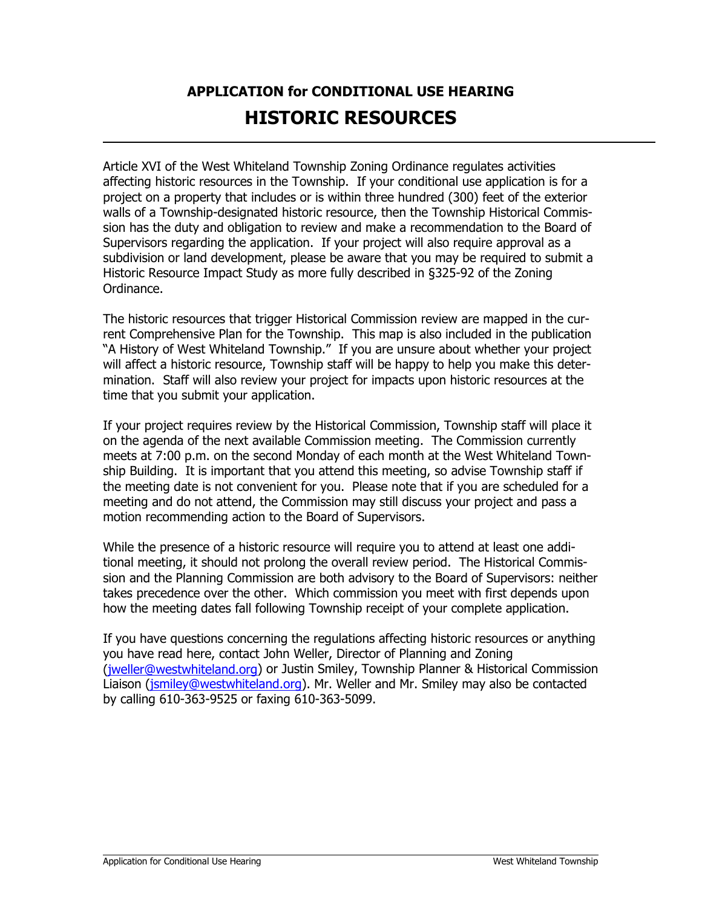# APPLICATION for CONDITIONAL USE HEARING

# HISTORIC RESOURCES

---

Article XVI of the West Whiteland Township Zoning Ordinance regulates activities affecting historic resources in the Township. If your conditional use application is for a project on a property that includes or is within three hundred (300) feet of the exterior walls of a Township-designated historic resource, then the Township Historical Commission has the duty and obligation to review and make a recommendation to the Board of Supervisors regarding the application. If your project will also require approval as a subdivision or land development, please be aware that you may be required to submit a Historic Resource Impact Study as more fully described in §325-92 of the Zoning Ordinance.

The historic resources that trigger Historical Commission review are mapped in the current Comprehensive Plan for the Township. This map is also included in the publication "A History of West Whiteland Township." If you are unsure about whether your project will affect a historic resource, Township staff will be happy to help you make this determination. Staff will also review your project for impacts upon historic resources at the time that you submit your application.

If your project requires review by the Historical Commission, Township staff will place it on the agenda of the next available Commission meeting. The Commission currently meets at 7:00 p.m. on the second Monday of each month at the West Whiteland Township Building. It is important that you attend this meeting, so advise Township staff if the meeting date is not convenient for you. Please note that if you are scheduled for a meeting and do not attend, the Commission may still discuss your project and pass a motion recommending action to the Board of Supervisors.

While the presence of a historic resource will require you to attend at least one additional meeting, it should not prolong the overall review period. The Historical Commission and the Planning Commission are both advisory to the Board of Supervisors: neither takes precedence over the other. Which commission you meet with first depends upon how the meeting dates fall following Township receipt of your complete application.

If you have questions concerning the regulations affecting historic resources or anything you have read here, contact John Weller, Director of Planning and Zoning (jweller@westwhiteland.org) or Justin Smiley, Township Planner & Historical Commission Liaison (jsmiley@westwhiteland.org). Mr. Weller and Mr. Smiley may also be contacted by calling 610-363-9525 or faxing 610-363-5099.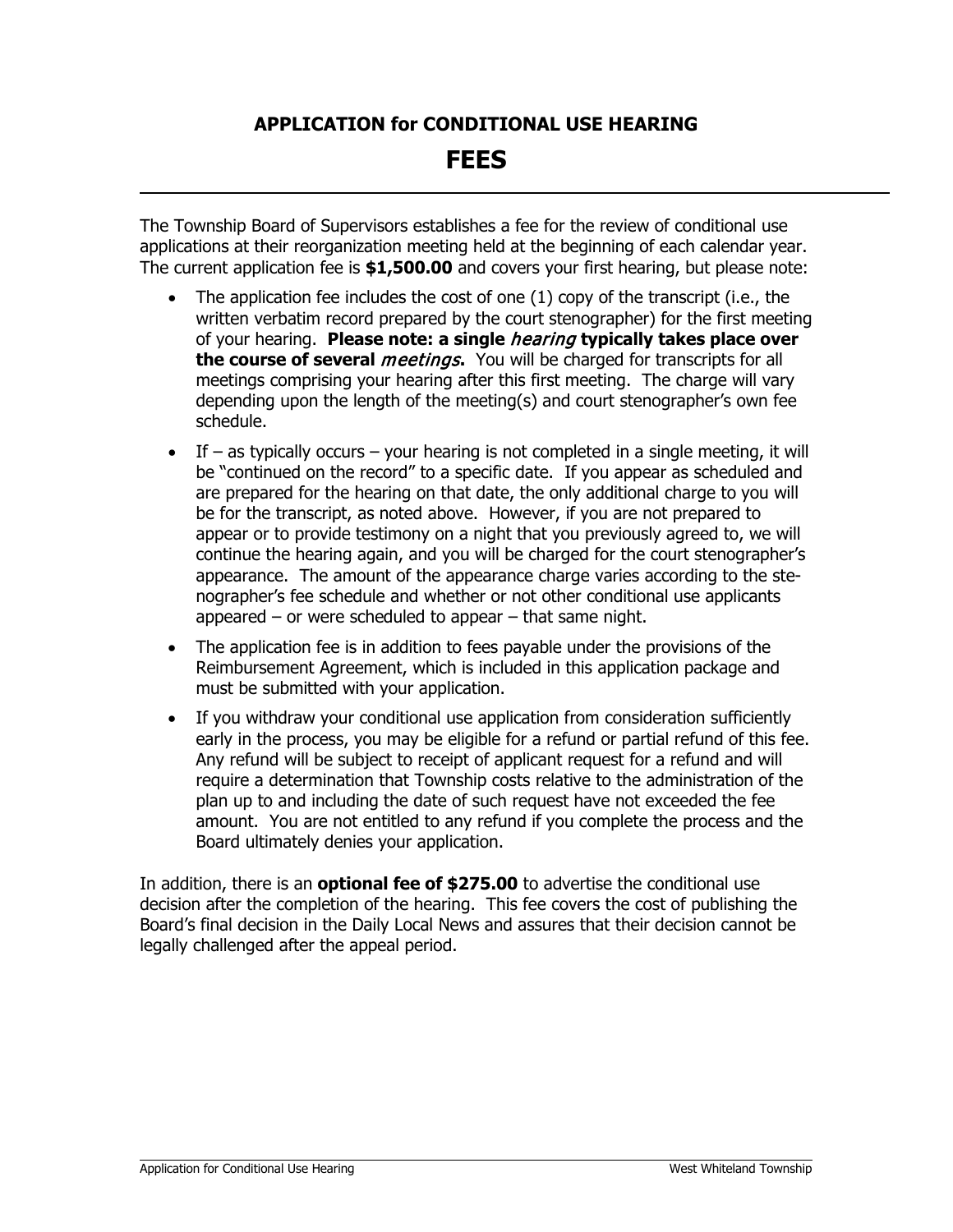# APPLICATION for CONDITIONAL USE HEARING

# FEES

The Township Board of Supervisors establishes a fee for the review of conditional use applications at their reorganization meeting held at the beginning of each calendar year. The current application fee is **$1,500.00** and covers your first hearing, but please note:

- The application fee includes the cost of one (1) copy of the transcript (i.e., the written verbatim record prepared by the court stenographer) for the first meeting of your hearing. **Please note: a single *hearing* typically takes place over the course of several *meetings*.** You will be charged for transcripts for all meetings comprising your hearing after this first meeting. The charge will vary depending upon the length of the meeting(s) and court stenographer's own fee schedule.
- If – as typically occurs – your hearing is not completed in a single meeting, it will be "continued on the record" to a specific date. If you appear as scheduled and are prepared for the hearing on that date, the only additional charge to you will be for the transcript, as noted above. However, if you are not prepared to appear or to provide testimony on a night that you previously agreed to, we will continue the hearing again, and you will be charged for the court stenographer's appearance. The amount of the appearance charge varies according to the stenographer's fee schedule and whether or not other conditional use applicants appeared – or were scheduled to appear – that same night.
- The application fee is in addition to fees payable under the provisions of the Reimbursement Agreement, which is included in this application package and must be submitted with your application.
- If you withdraw your conditional use application from consideration sufficiently early in the process, you may be eligible for a refund or partial refund of this fee. Any refund will be subject to receipt of applicant request for a refund and will require a determination that Township costs relative to the administration of the plan up to and including the date of such request have not exceeded the fee amount. You are not entitled to any refund if you complete the process and the Board ultimately denies your application.

In addition, there is an **optional fee of $275.00** to advertise the conditional use decision after the completion of the hearing. This fee covers the cost of publishing the Board's final decision in the Daily Local News and assures that their decision cannot be legally challenged after the appeal period.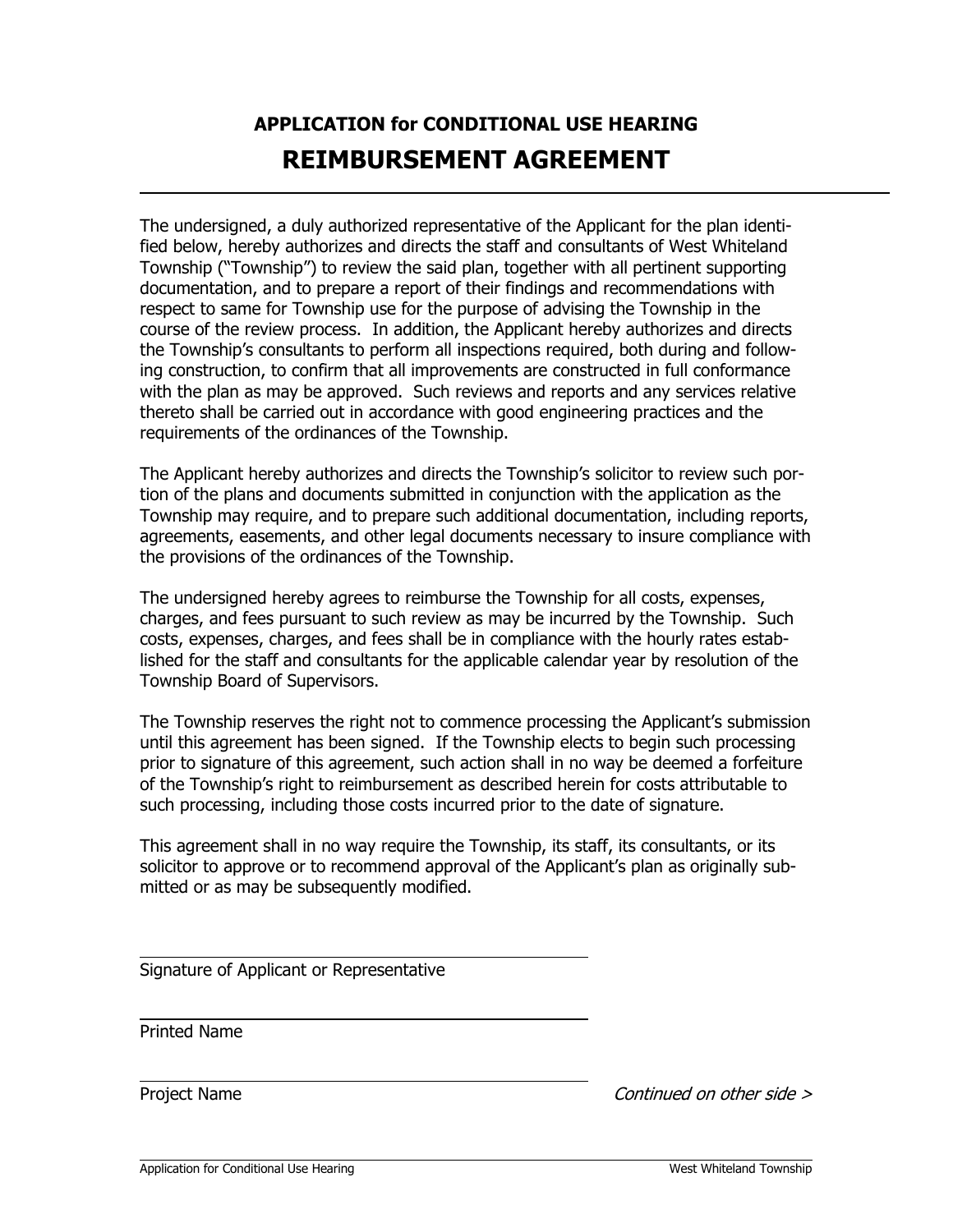# APPLICATION for CONDITIONAL USE HEARING

# REIMBURSEMENT AGREEMENT

The undersigned, a duly authorized representative of the Applicant for the plan identified below, hereby authorizes and directs the staff and consultants of West Whiteland Township ("Township") to review the said plan, together with all pertinent supporting documentation, and to prepare a report of their findings and recommendations with respect to same for Township use for the purpose of advising the Township in the course of the review process. In addition, the Applicant hereby authorizes and directs the Township's consultants to perform all inspections required, both during and following construction, to confirm that all improvements are constructed in full conformance with the plan as may be approved. Such reviews and reports and any services relative thereto shall be carried out in accordance with good engineering practices and the requirements of the ordinances of the Township.

The Applicant hereby authorizes and directs the Township's solicitor to review such portion of the plans and documents submitted in conjunction with the application as the Township may require, and to prepare such additional documentation, including reports, agreements, easements, and other legal documents necessary to insure compliance with the provisions of the ordinances of the Township.

The undersigned hereby agrees to reimburse the Township for all costs, expenses, charges, and fees pursuant to such review as may be incurred by the Township. Such costs, expenses, charges, and fees shall be in compliance with the hourly rates established for the staff and consultants for the applicable calendar year by resolution of the Township Board of Supervisors.

The Township reserves the right not to commence processing the Applicant's submission until this agreement has been signed. If the Township elects to begin such processing prior to signature of this agreement, such action shall in no way be deemed a forfeiture of the Township's right to reimbursement as described herein for costs attributable to such processing, including those costs incurred prior to the date of signature.

This agreement shall in no way require the Township, its staff, its consultants, or its solicitor to approve or to recommend approval of the Applicant's plan as originally submitted or as may be subsequently modified.

_______________________________________
Signature of Applicant or Representative

_______________________________________
Printed Name

_______________________________________
Project Name

*Continued on other side >*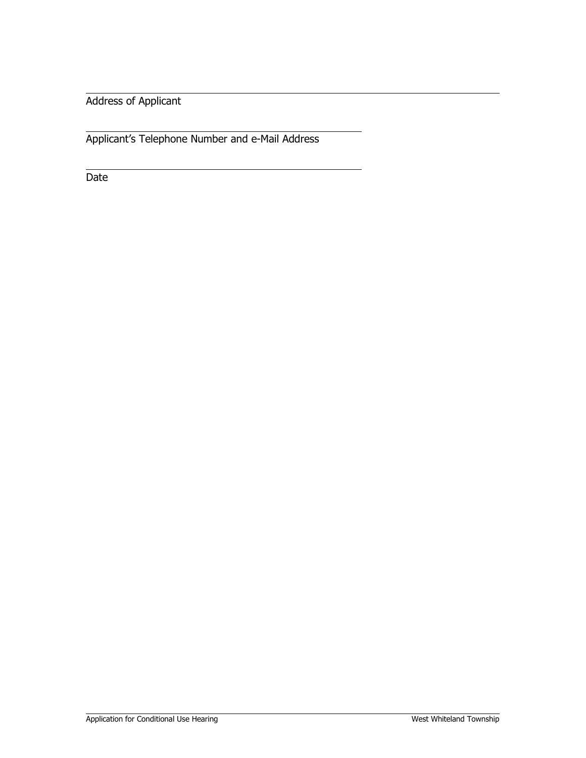\_\_\_\_\_\_\_\_\_\_\_\_\_\_\_\_\_\_\_\_\_\_\_\_\_\_\_\_\_\_\_\_\_\_\_\_\_\_\_\_\_\_\_\_\_\_\_\_\_\_\_\_\_\_\_\_\_\_\_\_
Address of Applicant

\_\_\_\_\_\_\_\_\_\_\_\_\_\_\_\_\_\_\_\_\_\_\_\_\_\_\_\_\_\_\_\_\_\_\_\_\_\_\_\_
Applicant's Telephone Number and e-Mail Address

\_\_\_\_\_\_\_\_\_\_\_\_\_\_\_\_\_\_\_\_\_\_\_\_\_\_\_\_\_\_\_\_\_\_\_\_\_\_\_\_
Date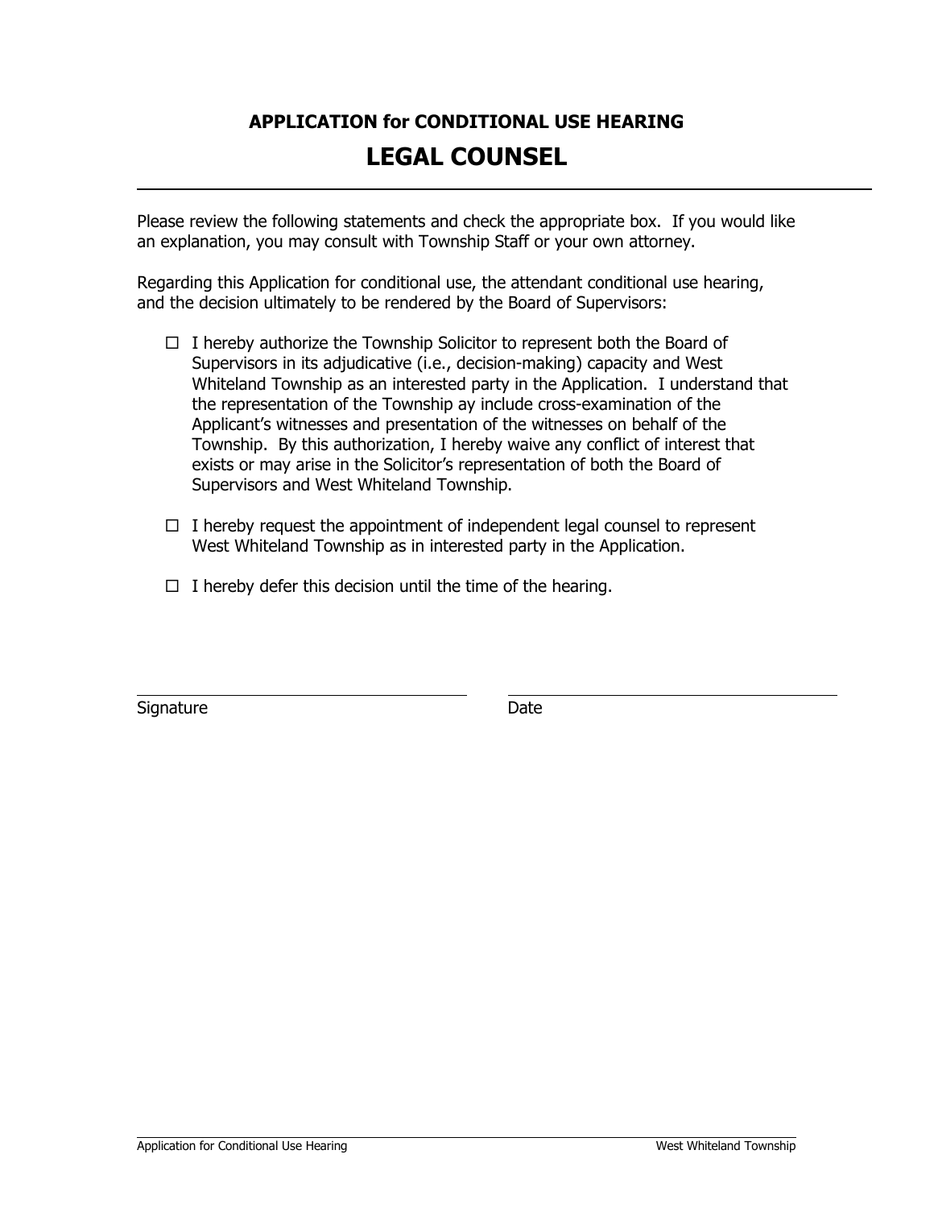**APPLICATION for CONDITIONAL USE HEARING**

# LEGAL COUNSEL

---

Please review the following statements and check the appropriate box. If you would like an explanation, you may consult with Township Staff or your own attorney.

Regarding this Application for conditional use, the attendant conditional use hearing, and the decision ultimately to be rendered by the Board of Supervisors:

- ☐ I hereby authorize the Township Solicitor to represent both the Board of Supervisors in its adjudicative (i.e., decision-making) capacity and West Whiteland Township as an interested party in the Application. I understand that the representation of the Township ay include cross-examination of the Applicant's witnesses and presentation of the witnesses on behalf of the Township. By this authorization, I hereby waive any conflict of interest that exists or may arise in the Solicitor's representation of both the Board of Supervisors and West Whiteland Township.

- ☐ I hereby request the appointment of independent legal counsel to represent West Whiteland Township as in interested party in the Application.

- ☐ I hereby defer this decision until the time of the hearing.

_______________________________ _______________________________

Signature Date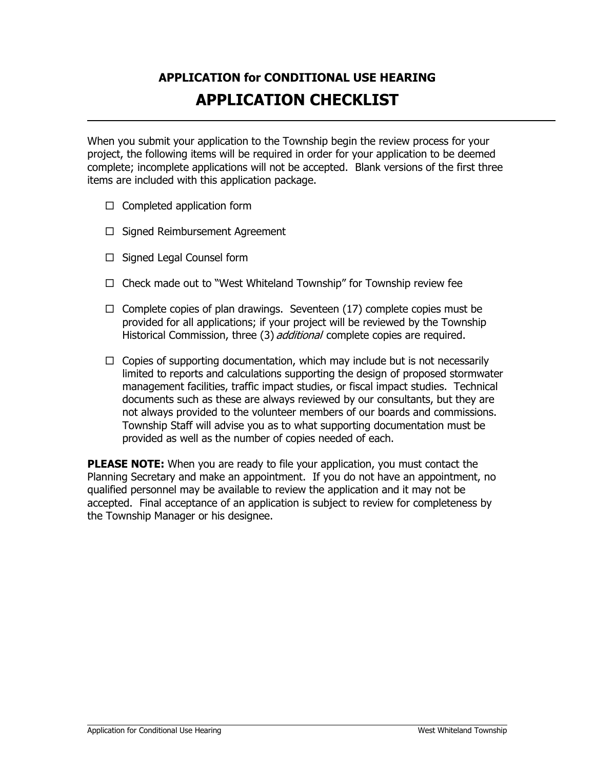## APPLICATION for CONDITIONAL USE HEARING

# APPLICATION CHECKLIST

When you submit your application to the Township begin the review process for your project, the following items will be required in order for your application to be deemed complete; incomplete applications will not be accepted. Blank versions of the first three items are included with this application package.

- ☐ Completed application form
- ☐ Signed Reimbursement Agreement
- ☐ Signed Legal Counsel form
- ☐ Check made out to "West Whiteland Township" for Township review fee
- ☐ Complete copies of plan drawings. Seventeen (17) complete copies must be provided for all applications; if your project will be reviewed by the Township Historical Commission, three (3) *additional* complete copies are required.
- ☐ Copies of supporting documentation, which may include but is not necessarily limited to reports and calculations supporting the design of proposed stormwater management facilities, traffic impact studies, or fiscal impact studies. Technical documents such as these are always reviewed by our consultants, but they are not always provided to the volunteer members of our boards and commissions. Township Staff will advise you as to what supporting documentation must be provided as well as the number of copies needed of each.

**PLEASE NOTE:** When you are ready to file your application, you must contact the Planning Secretary and make an appointment. If you do not have an appointment, no qualified personnel may be available to review the application and it may not be accepted. Final acceptance of an application is subject to review for completeness by the Township Manager or his designee.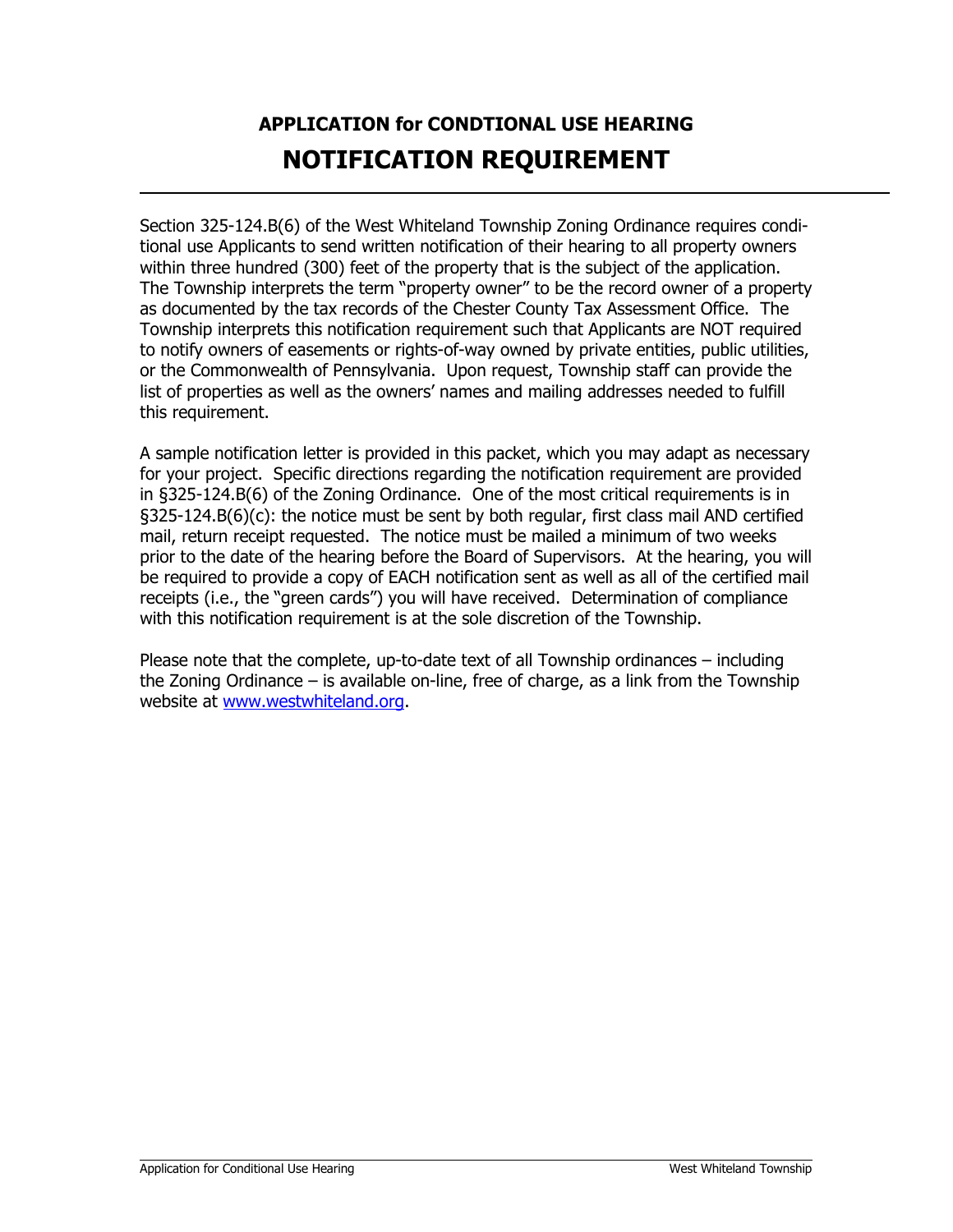# APPLICATION for CONDTIONAL USE HEARING

# NOTIFICATION REQUIREMENT

Section 325-124.B(6) of the West Whiteland Township Zoning Ordinance requires conditional use Applicants to send written notification of their hearing to all property owners within three hundred (300) feet of the property that is the subject of the application. The Township interprets the term "property owner" to be the record owner of a property as documented by the tax records of the Chester County Tax Assessment Office. The Township interprets this notification requirement such that Applicants are NOT required to notify owners of easements or rights-of-way owned by private entities, public utilities, or the Commonwealth of Pennsylvania. Upon request, Township staff can provide the list of properties as well as the owners' names and mailing addresses needed to fulfill this requirement.

A sample notification letter is provided in this packet, which you may adapt as necessary for your project. Specific directions regarding the notification requirement are provided in §325-124.B(6) of the Zoning Ordinance. One of the most critical requirements is in §325-124.B(6)(c): the notice must be sent by both regular, first class mail AND certified mail, return receipt requested. The notice must be mailed a minimum of two weeks prior to the date of the hearing before the Board of Supervisors. At the hearing, you will be required to provide a copy of EACH notification sent as well as all of the certified mail receipts (i.e., the "green cards") you will have received. Determination of compliance with this notification requirement is at the sole discretion of the Township.

Please note that the complete, up-to-date text of all Township ordinances – including the Zoning Ordinance – is available on-line, free of charge, as a link from the Township website at [www.westwhiteland.org](http://www.westwhiteland.org).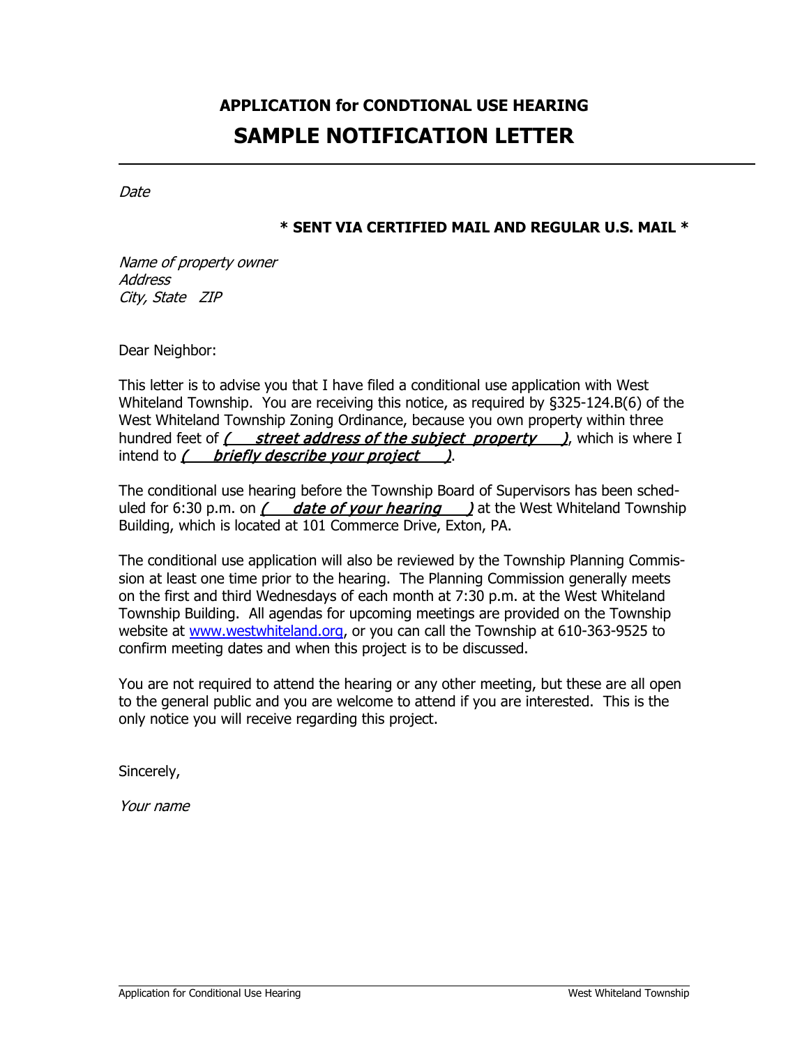## APPLICATION for CONDTIONAL USE HEARING

# SAMPLE NOTIFICATION LETTER

---

*Date*

**\* SENT VIA CERTIFIED MAIL AND REGULAR U.S. MAIL \***

*Name of property owner*
*Address*
*City, State ZIP*

Dear Neighbor:

This letter is to advise you that I have filed a conditional use application with West Whiteland Township. You are receiving this notice, as required by §325-124.B(6) of the West Whiteland Township Zoning Ordinance, because you own property within three hundred feet of ***(    street address of the subject property    )***, which is where I intend to ***(    briefly describe your project    )***.

The conditional use hearing before the Township Board of Supervisors has been scheduled for 6:30 p.m. on ***(    date of your hearing    )*** at the West Whiteland Township Building, which is located at 101 Commerce Drive, Exton, PA.

The conditional use application will also be reviewed by the Township Planning Commission at least one time prior to the hearing. The Planning Commission generally meets on the first and third Wednesdays of each month at 7:30 p.m. at the West Whiteland Township Building. All agendas for upcoming meetings are provided on the Township website at www.westwhiteland.org, or you can call the Township at 610-363-9525 to confirm meeting dates and when this project is to be discussed.

You are not required to attend the hearing or any other meeting, but these are all open to the general public and you are welcome to attend if you are interested. This is the only notice you will receive regarding this project.

Sincerely,

*Your name*